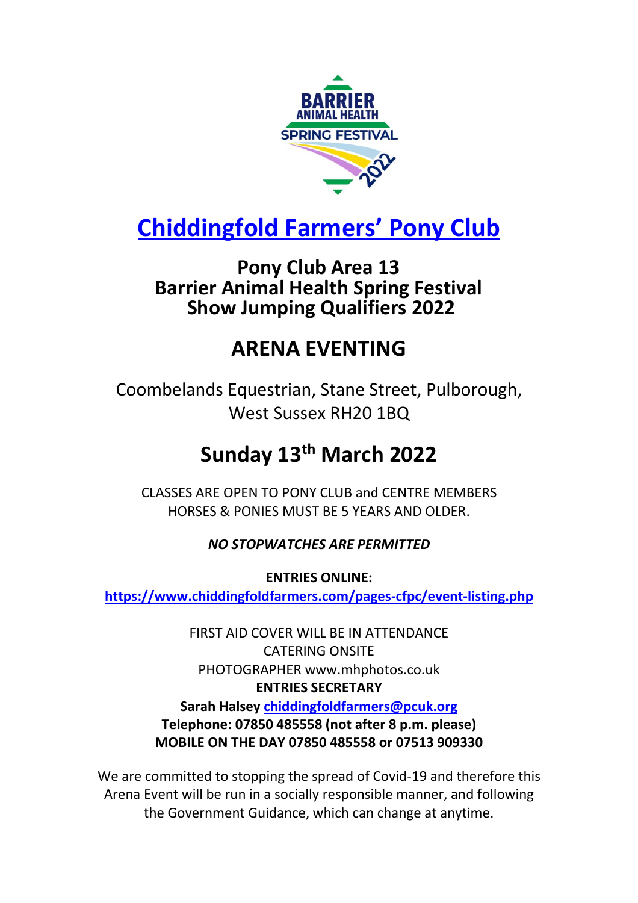# Chiddingfold Farmers' Pony Club

## Pony Club Area 13
## Barrier Animal Health Spring Festival
## Show Jumping Qualifiers 2022

# ARENA EVENTING

Coombelands Equestrian, Stane Street, Pulborough, West Sussex RH20 1BQ

## Sunday 13th March 2022

CLASSES ARE OPEN TO PONY CLUB and CENTRE MEMBERS
HORSES & PONIES MUST BE 5 YEARS AND OLDER.

***NO STOPWATCHES ARE PERMITTED***

**ENTRIES ONLINE:**
**https://www.chiddingfoldfarmers.com/pages-cfpc/event-listing.php**

FIRST AID COVER WILL BE IN ATTENDANCE
CATERING ONSITE
PHOTOGRAPHER www.mhphotos.co.uk
**ENTRIES SECRETARY**
**Sarah Halsey chiddingfoldfarmers@pcuk.org**
**Telephone: 07850 485558 (not after 8 p.m. please)**
**MOBILE ON THE DAY 07850 485558 or 07513 909330**

We are committed to stopping the spread of Covid-19 and therefore this Arena Event will be run in a socially responsible manner, and following the Government Guidance, which can change at anytime.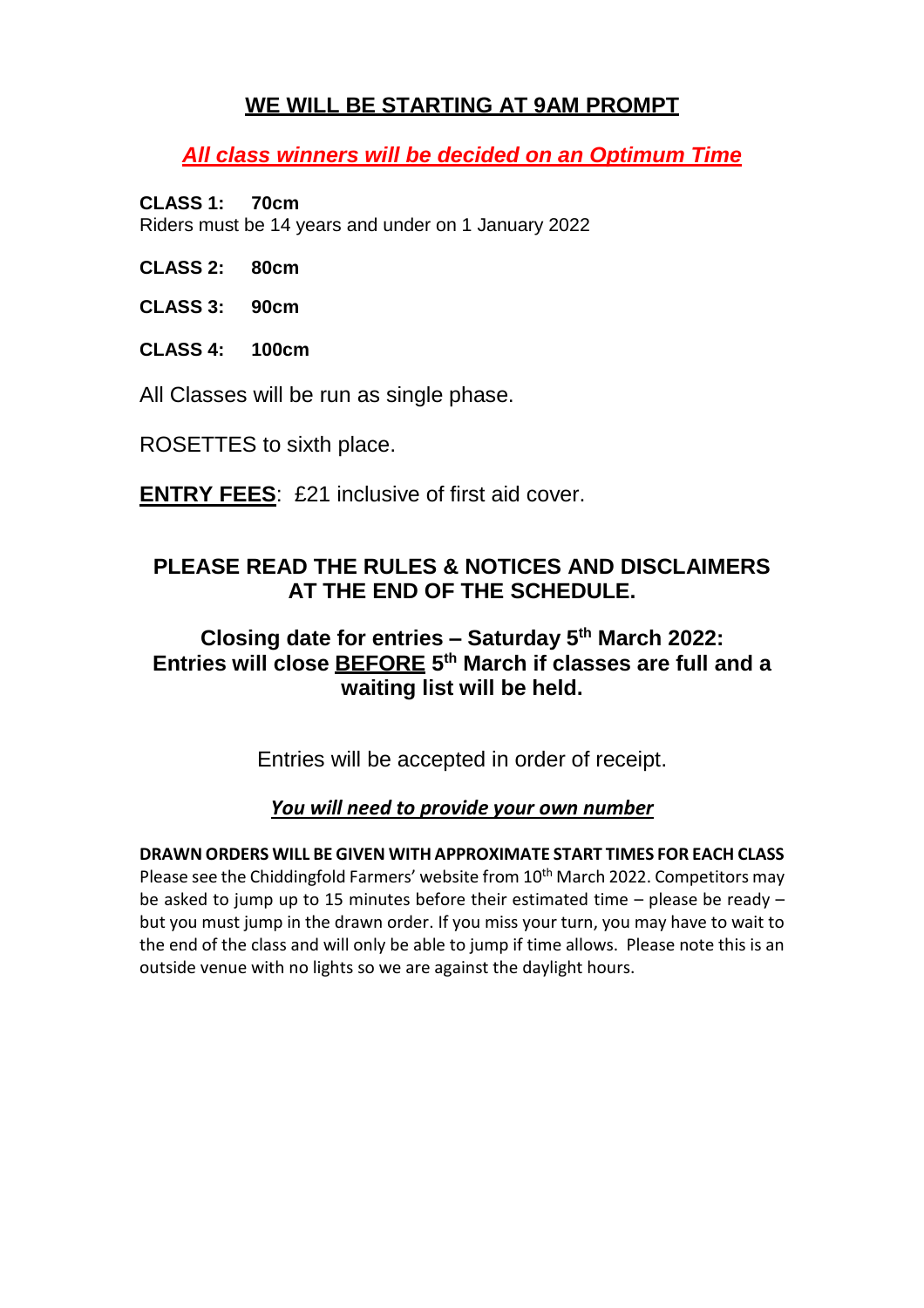## WE WILL BE STARTING AT 9AM PROMPT

***All class winners will be decided on an Optimum Time***

**CLASS 1: 70cm**
Riders must be 14 years and under on 1 January 2022

**CLASS 2: 80cm**

**CLASS 3: 90cm**

**CLASS 4: 100cm**

All Classes will be run as single phase.

ROSETTES to sixth place.

**ENTRY FEES**: £21 inclusive of first aid cover.

### PLEASE READ THE RULES & NOTICES AND DISCLAIMERS AT THE END OF THE SCHEDULE.

### Closing date for entries – Saturday 5th March 2022: Entries will close BEFORE 5th March if classes are full and a waiting list will be held.

Entries will be accepted in order of receipt.

***You will need to provide your own number***

**DRAWN ORDERS WILL BE GIVEN WITH APPROXIMATE START TIMES FOR EACH CLASS**
Please see the Chiddingfold Farmers' website from 10th March 2022. Competitors may be asked to jump up to 15 minutes before their estimated time – please be ready – but you must jump in the drawn order. If you miss your turn, you may have to wait to the end of the class and will only be able to jump if time allows. Please note this is an outside venue with no lights so we are against the daylight hours.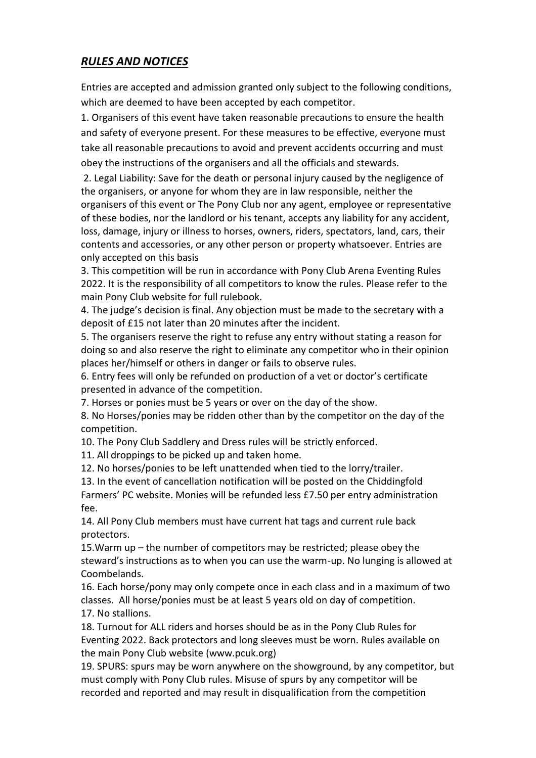## ***RULES AND NOTICES***

Entries are accepted and admission granted only subject to the following conditions, which are deemed to have been accepted by each competitor.

1. Organisers of this event have taken reasonable precautions to ensure the health and safety of everyone present. For these measures to be effective, everyone must take all reasonable precautions to avoid and prevent accidents occurring and must obey the instructions of the organisers and all the officials and stewards.

2. Legal Liability: Save for the death or personal injury caused by the negligence of the organisers, or anyone for whom they are in law responsible, neither the organisers of this event or The Pony Club nor any agent, employee or representative of these bodies, nor the landlord or his tenant, accepts any liability for any accident, loss, damage, injury or illness to horses, owners, riders, spectators, land, cars, their contents and accessories, or any other person or property whatsoever. Entries are only accepted on this basis

3. This competition will be run in accordance with Pony Club Arena Eventing Rules 2022. It is the responsibility of all competitors to know the rules. Please refer to the main Pony Club website for full rulebook.

4. The judge's decision is final. Any objection must be made to the secretary with a deposit of £15 not later than 20 minutes after the incident.

5. The organisers reserve the right to refuse any entry without stating a reason for doing so and also reserve the right to eliminate any competitor who in their opinion places her/himself or others in danger or fails to observe rules.

6. Entry fees will only be refunded on production of a vet or doctor's certificate presented in advance of the competition.

7. Horses or ponies must be 5 years or over on the day of the show.

8. No Horses/ponies may be ridden other than by the competitor on the day of the competition.

10. The Pony Club Saddlery and Dress rules will be strictly enforced.

11. All droppings to be picked up and taken home.

12. No horses/ponies to be left unattended when tied to the lorry/trailer.

13. In the event of cancellation notification will be posted on the Chiddingfold Farmers' PC website. Monies will be refunded less £7.50 per entry administration fee.

14. All Pony Club members must have current hat tags and current rule back protectors.

15.Warm up – the number of competitors may be restricted; please obey the steward's instructions as to when you can use the warm-up. No lunging is allowed at Coombelands.

16. Each horse/pony may only compete once in each class and in a maximum of two classes. All horse/ponies must be at least 5 years old on day of competition.

17. No stallions.

18. Turnout for ALL riders and horses should be as in the Pony Club Rules for Eventing 2022. Back protectors and long sleeves must be worn. Rules available on the main Pony Club website (www.pcuk.org)

19. SPURS: spurs may be worn anywhere on the showground, by any competitor, but must comply with Pony Club rules. Misuse of spurs by any competitor will be recorded and reported and may result in disqualification from the competition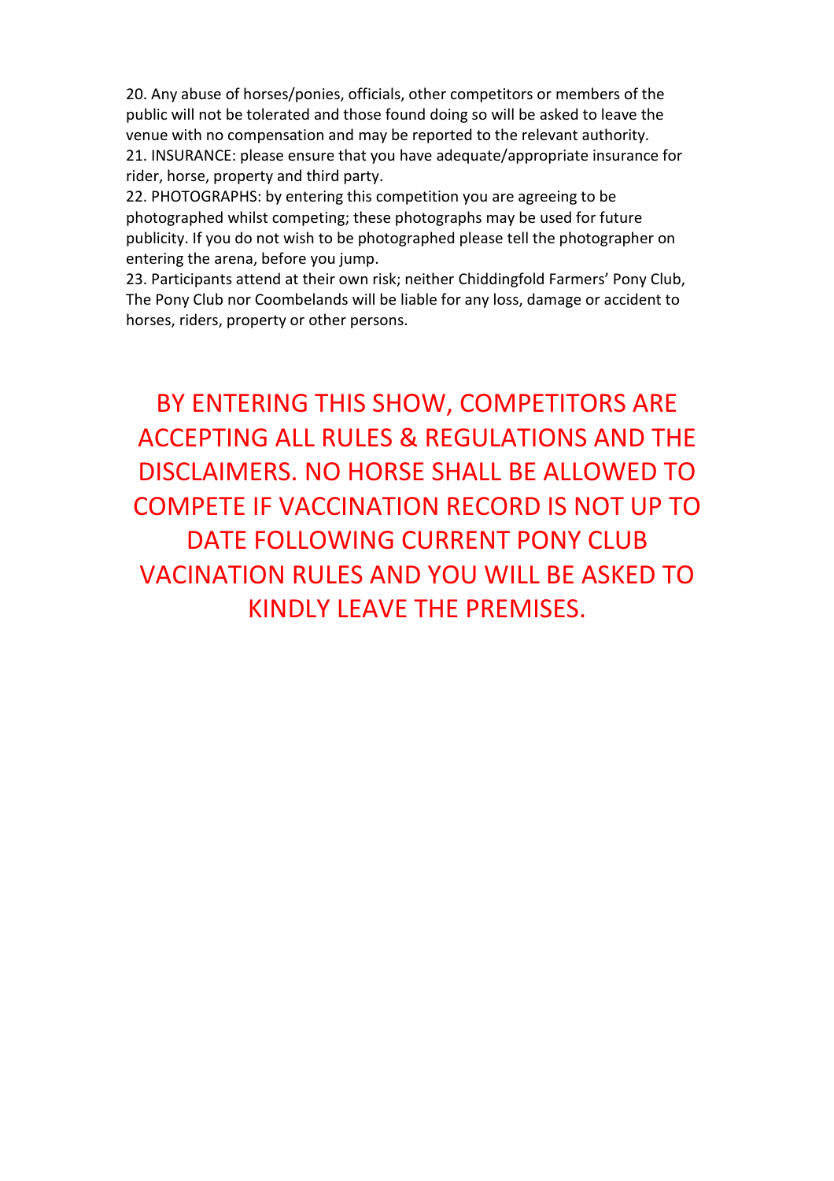20. Any abuse of horses/ponies, officials, other competitors or members of the public will not be tolerated and those found doing so will be asked to leave the venue with no compensation and may be reported to the relevant authority.
21. INSURANCE: please ensure that you have adequate/appropriate insurance for rider, horse, property and third party.
22. PHOTOGRAPHS: by entering this competition you are agreeing to be photographed whilst competing; these photographs may be used for future publicity. If you do not wish to be photographed please tell the photographer on entering the arena, before you jump.
23. Participants attend at their own risk; neither Chiddingfold Farmers' Pony Club, The Pony Club nor Coombelands will be liable for any loss, damage or accident to horses, riders, property or other persons.

BY ENTERING THIS SHOW, COMPETITORS ARE ACCEPTING ALL RULES & REGULATIONS AND THE DISCLAIMERS. NO HORSE SHALL BE ALLOWED TO COMPETE IF VACCINATION RECORD IS NOT UP TO DATE FOLLOWING CURRENT PONY CLUB VACINATION RULES AND YOU WILL BE ASKED TO KINDLY LEAVE THE PREMISES.